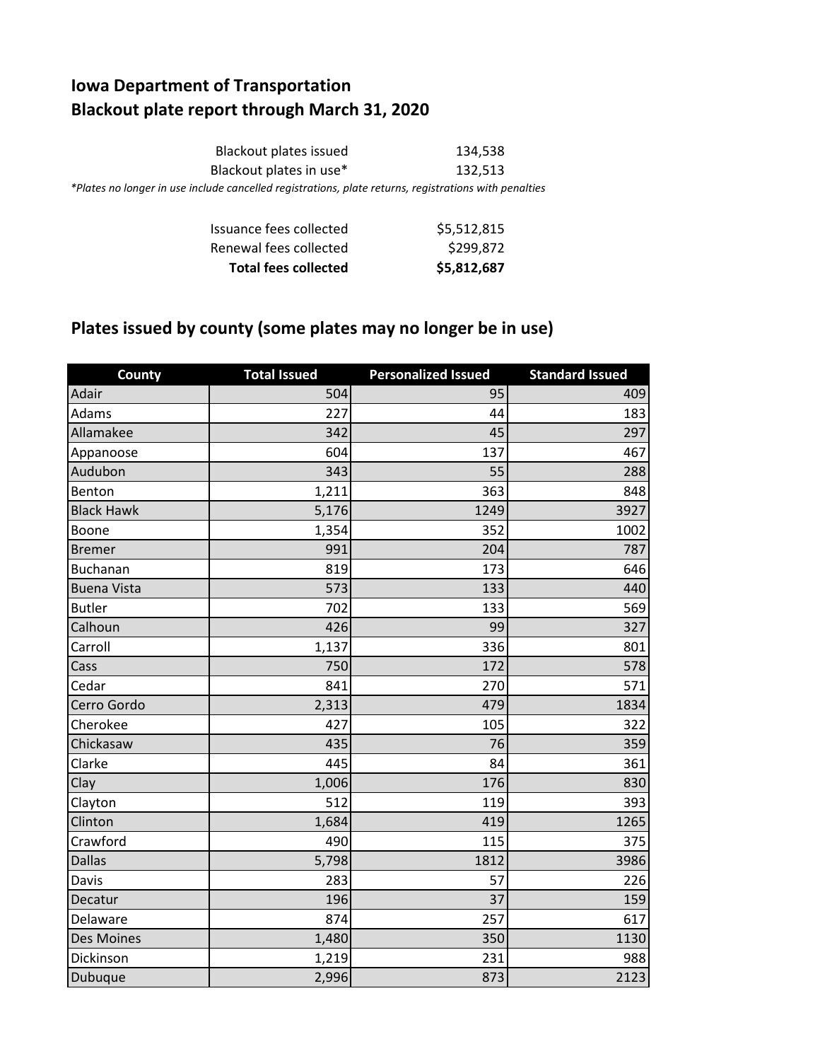# Iowa Department of Transportation
# Blackout plate report through March 31, 2020

| | |
|---|---|
| Blackout plates issued | 134,538 |
| Blackout plates in use* | 132,513 |

*Plates no longer in use include cancelled registrations, plate returns, registrations with penalties

| | |
|---|---|
| Issuance fees collected | $5,512,815 |
| Renewal fees collected | $299,872 |
| **Total fees collected** | **$5,812,687** |

## Plates issued by county (some plates may no longer be in use)

| County | Total Issued | Personalized Issued | Standard Issued |
|---|---|---|---|
| Adair | 504 | 95 | 409 |
| Adams | 227 | 44 | 183 |
| Allamakee | 342 | 45 | 297 |
| Appanoose | 604 | 137 | 467 |
| Audubon | 343 | 55 | 288 |
| Benton | 1,211 | 363 | 848 |
| Black Hawk | 5,176 | 1249 | 3927 |
| Boone | 1,354 | 352 | 1002 |
| Bremer | 991 | 204 | 787 |
| Buchanan | 819 | 173 | 646 |
| Buena Vista | 573 | 133 | 440 |
| Butler | 702 | 133 | 569 |
| Calhoun | 426 | 99 | 327 |
| Carroll | 1,137 | 336 | 801 |
| Cass | 750 | 172 | 578 |
| Cedar | 841 | 270 | 571 |
| Cerro Gordo | 2,313 | 479 | 1834 |
| Cherokee | 427 | 105 | 322 |
| Chickasaw | 435 | 76 | 359 |
| Clarke | 445 | 84 | 361 |
| Clay | 1,006 | 176 | 830 |
| Clayton | 512 | 119 | 393 |
| Clinton | 1,684 | 419 | 1265 |
| Crawford | 490 | 115 | 375 |
| Dallas | 5,798 | 1812 | 3986 |
| Davis | 283 | 57 | 226 |
| Decatur | 196 | 37 | 159 |
| Delaware | 874 | 257 | 617 |
| Des Moines | 1,480 | 350 | 1130 |
| Dickinson | 1,219 | 231 | 988 |
| Dubuque | 2,996 | 873 | 2123 |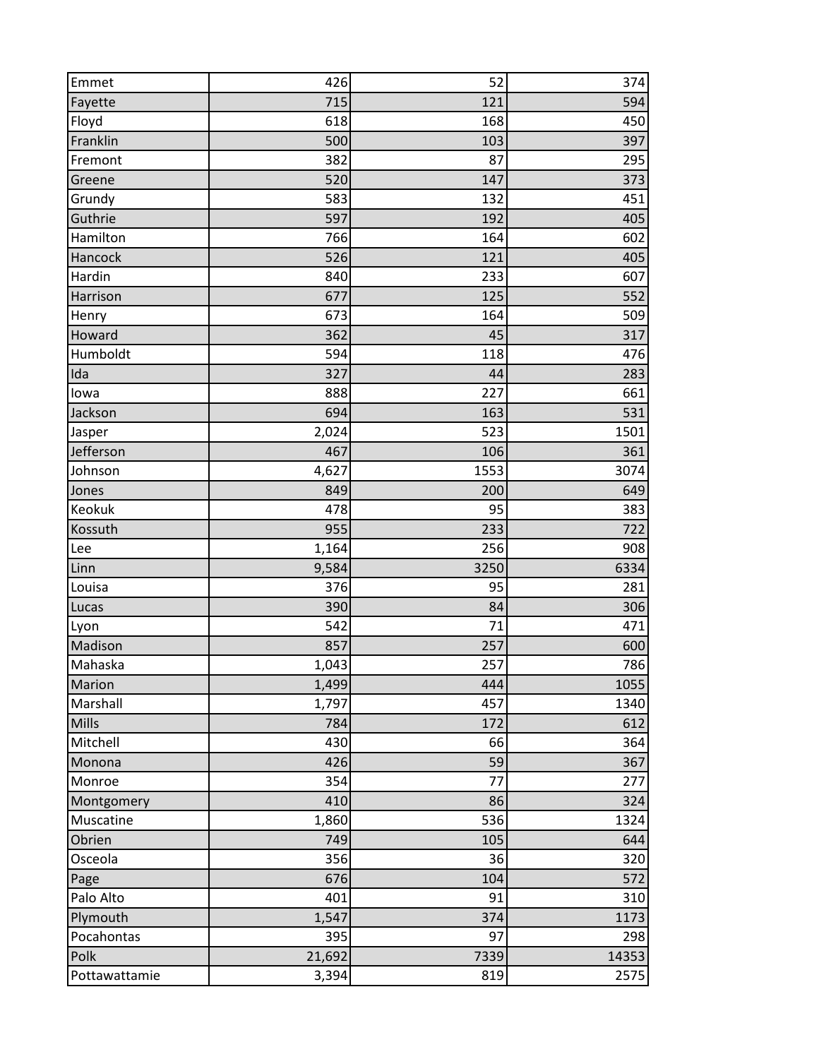| | | | |
|---|---|---|---|
| Emmet | 426 | 52 | 374 |
| Fayette | 715 | 121 | 594 |
| Floyd | 618 | 168 | 450 |
| Franklin | 500 | 103 | 397 |
| Fremont | 382 | 87 | 295 |
| Greene | 520 | 147 | 373 |
| Grundy | 583 | 132 | 451 |
| Guthrie | 597 | 192 | 405 |
| Hamilton | 766 | 164 | 602 |
| Hancock | 526 | 121 | 405 |
| Hardin | 840 | 233 | 607 |
| Harrison | 677 | 125 | 552 |
| Henry | 673 | 164 | 509 |
| Howard | 362 | 45 | 317 |
| Humboldt | 594 | 118 | 476 |
| Ida | 327 | 44 | 283 |
| Iowa | 888 | 227 | 661 |
| Jackson | 694 | 163 | 531 |
| Jasper | 2,024 | 523 | 1501 |
| Jefferson | 467 | 106 | 361 |
| Johnson | 4,627 | 1553 | 3074 |
| Jones | 849 | 200 | 649 |
| Keokuk | 478 | 95 | 383 |
| Kossuth | 955 | 233 | 722 |
| Lee | 1,164 | 256 | 908 |
| Linn | 9,584 | 3250 | 6334 |
| Louisa | 376 | 95 | 281 |
| Lucas | 390 | 84 | 306 |
| Lyon | 542 | 71 | 471 |
| Madison | 857 | 257 | 600 |
| Mahaska | 1,043 | 257 | 786 |
| Marion | 1,499 | 444 | 1055 |
| Marshall | 1,797 | 457 | 1340 |
| Mills | 784 | 172 | 612 |
| Mitchell | 430 | 66 | 364 |
| Monona | 426 | 59 | 367 |
| Monroe | 354 | 77 | 277 |
| Montgomery | 410 | 86 | 324 |
| Muscatine | 1,860 | 536 | 1324 |
| Obrien | 749 | 105 | 644 |
| Osceola | 356 | 36 | 320 |
| Page | 676 | 104 | 572 |
| Palo Alto | 401 | 91 | 310 |
| Plymouth | 1,547 | 374 | 1173 |
| Pocahontas | 395 | 97 | 298 |
| Polk | 21,692 | 7339 | 14353 |
| Pottawattamie | 3,394 | 819 | 2575 |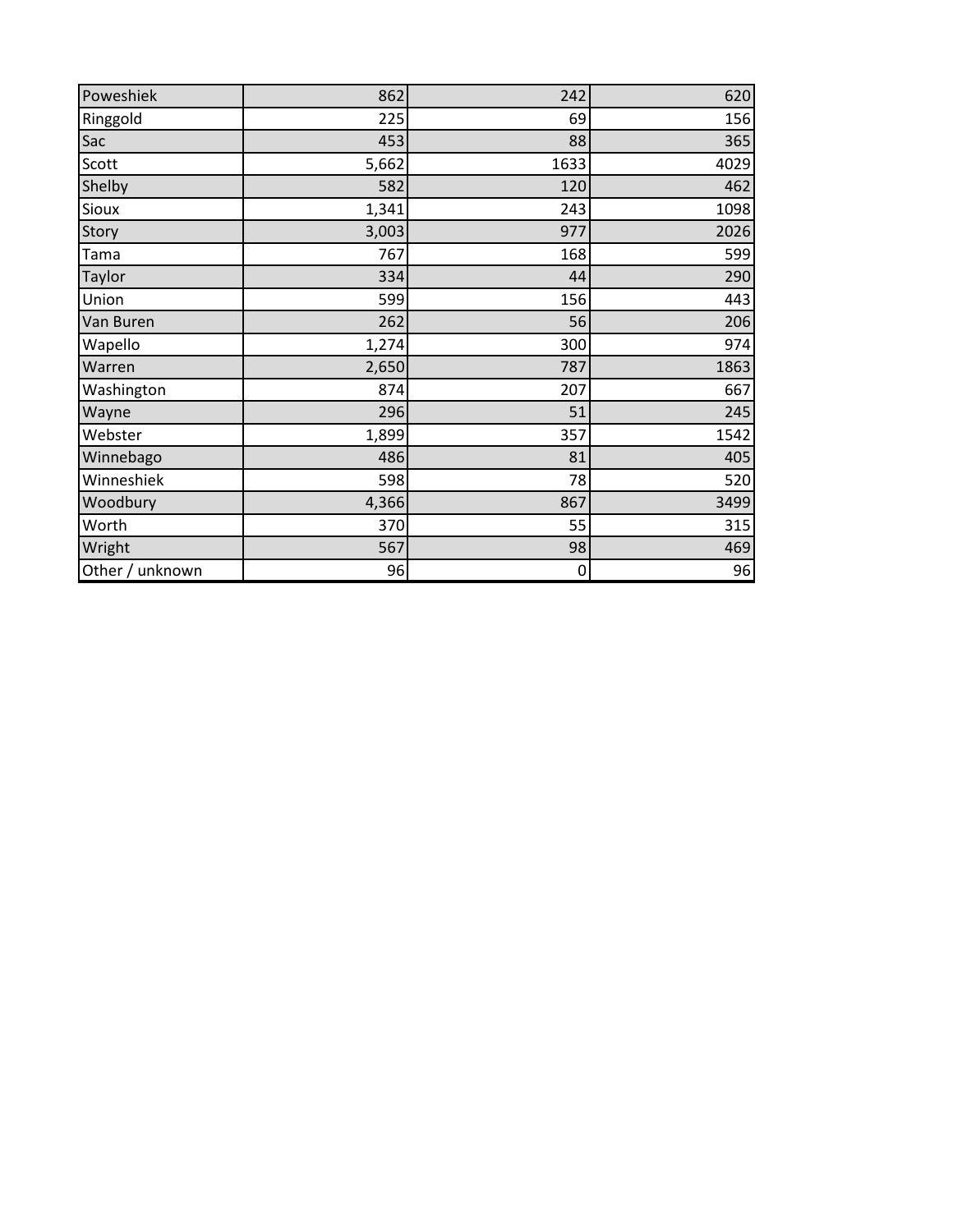| | | | |
|---|---|---|---|
| Poweshiek | 862 | 242 | 620 |
| Ringgold | 225 | 69 | 156 |
| Sac | 453 | 88 | 365 |
| Scott | 5,662 | 1633 | 4029 |
| Shelby | 582 | 120 | 462 |
| Sioux | 1,341 | 243 | 1098 |
| Story | 3,003 | 977 | 2026 |
| Tama | 767 | 168 | 599 |
| Taylor | 334 | 44 | 290 |
| Union | 599 | 156 | 443 |
| Van Buren | 262 | 56 | 206 |
| Wapello | 1,274 | 300 | 974 |
| Warren | 2,650 | 787 | 1863 |
| Washington | 874 | 207 | 667 |
| Wayne | 296 | 51 | 245 |
| Webster | 1,899 | 357 | 1542 |
| Winnebago | 486 | 81 | 405 |
| Winneshiek | 598 | 78 | 520 |
| Woodbury | 4,366 | 867 | 3499 |
| Worth | 370 | 55 | 315 |
| Wright | 567 | 98 | 469 |
| Other / unknown | 96 | 0 | 96 |